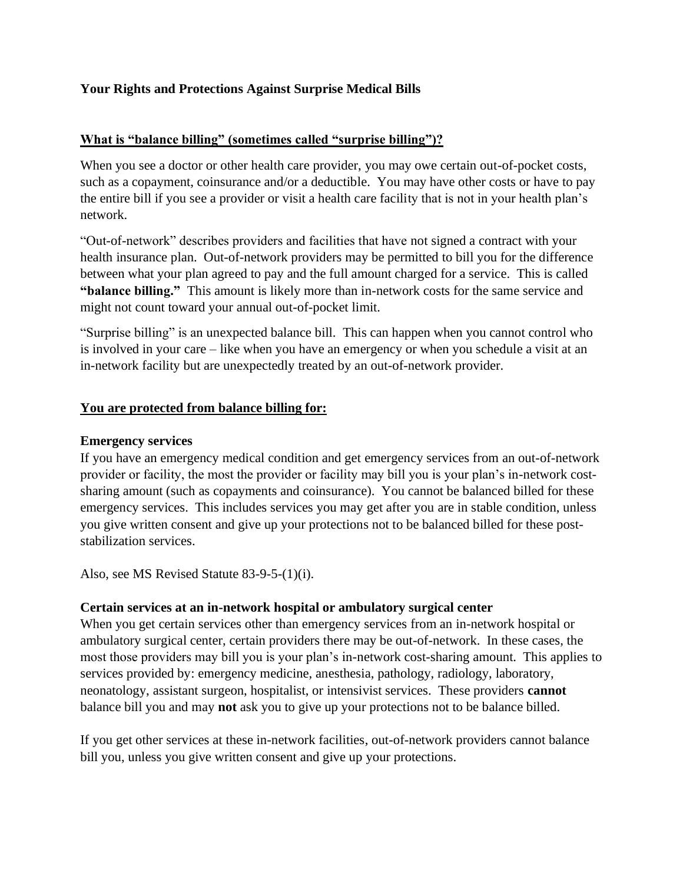**Your Rights and Protections Against Surprise Medical Bills**

**What is "balance billing" (sometimes called "surprise billing")?**

When you see a doctor or other health care provider, you may owe certain out-of-pocket costs, such as a copayment, coinsurance and/or a deductible. You may have other costs or have to pay the entire bill if you see a provider or visit a health care facility that is not in your health plan's network.

"Out-of-network" describes providers and facilities that have not signed a contract with your health insurance plan. Out-of-network providers may be permitted to bill you for the difference between what your plan agreed to pay and the full amount charged for a service. This is called **"balance billing."** This amount is likely more than in-network costs for the same service and might not count toward your annual out-of-pocket limit.

"Surprise billing" is an unexpected balance bill. This can happen when you cannot control who is involved in your care – like when you have an emergency or when you schedule a visit at an in-network facility but are unexpectedly treated by an out-of-network provider.

**You are protected from balance billing for:**

**Emergency services**

If you have an emergency medical condition and get emergency services from an out-of-network provider or facility, the most the provider or facility may bill you is your plan's in-network cost-sharing amount (such as copayments and coinsurance). You cannot be balanced billed for these emergency services. This includes services you may get after you are in stable condition, unless you give written consent and give up your protections not to be balanced billed for these post-stabilization services.

Also, see MS Revised Statute 83-9-5-(1)(i).

**Certain services at an in-network hospital or ambulatory surgical center**

When you get certain services other than emergency services from an in-network hospital or ambulatory surgical center, certain providers there may be out-of-network. In these cases, the most those providers may bill you is your plan's in-network cost-sharing amount. This applies to services provided by: emergency medicine, anesthesia, pathology, radiology, laboratory, neonatology, assistant surgeon, hospitalist, or intensivist services. These providers **cannot** balance bill you and may **not** ask you to give up your protections not to be balance billed.

If you get other services at these in-network facilities, out-of-network providers cannot balance bill you, unless you give written consent and give up your protections.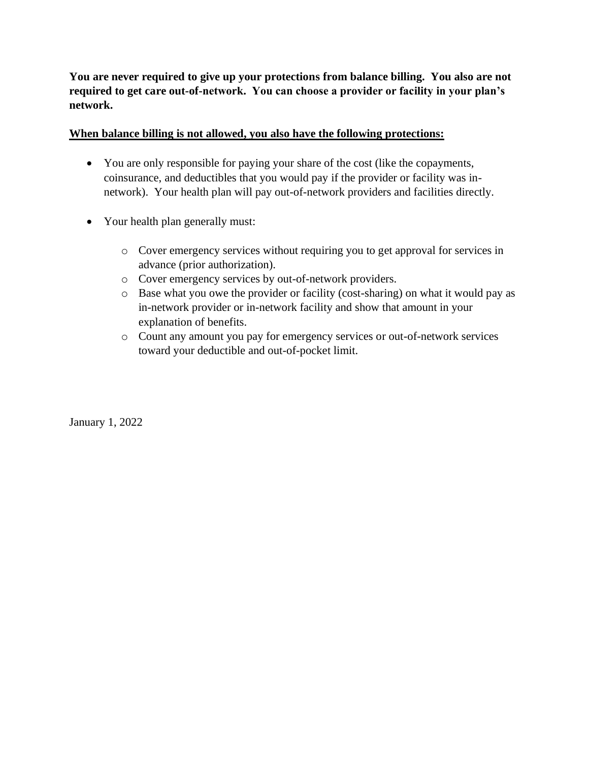**You are never required to give up your protections from balance billing. You also are not required to get care out-of-network. You can choose a provider or facility in your plan's network.**

**When balance billing is not allowed, you also have the following protections:**

- You are only responsible for paying your share of the cost (like the copayments, coinsurance, and deductibles that you would pay if the provider or facility was in-network). Your health plan will pay out-of-network providers and facilities directly.
- Your health plan generally must:
  - Cover emergency services without requiring you to get approval for services in advance (prior authorization).
  - Cover emergency services by out-of-network providers.
  - Base what you owe the provider or facility (cost-sharing) on what it would pay as in-network provider or in-network facility and show that amount in your explanation of benefits.
  - Count any amount you pay for emergency services or out-of-network services toward your deductible and out-of-pocket limit.

January 1, 2022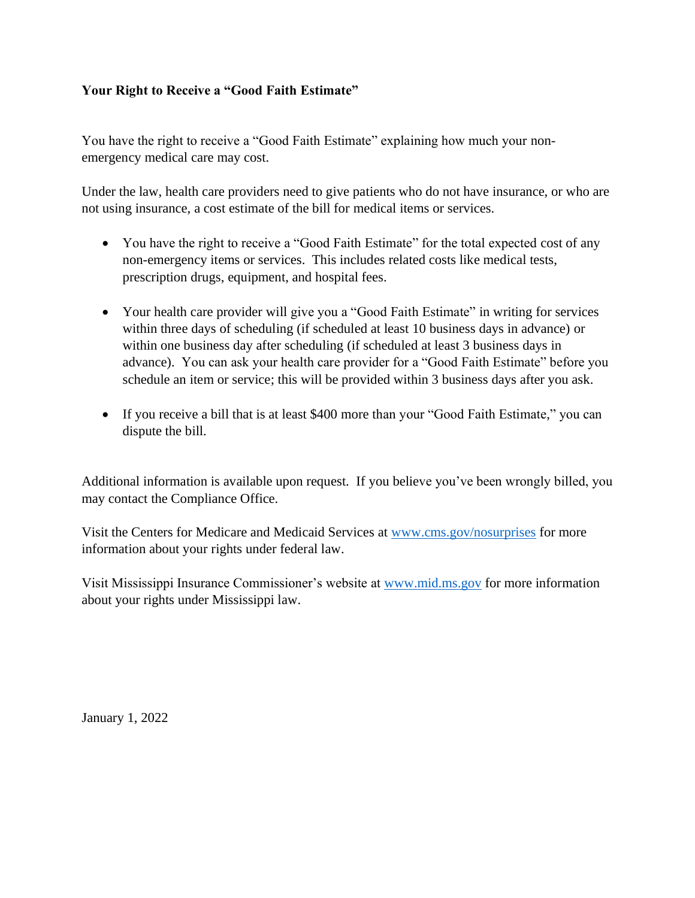**Your Right to Receive a "Good Faith Estimate"**

You have the right to receive a "Good Faith Estimate" explaining how much your non-emergency medical care may cost.

Under the law, health care providers need to give patients who do not have insurance, or who are not using insurance, a cost estimate of the bill for medical items or services.

- You have the right to receive a "Good Faith Estimate" for the total expected cost of any non-emergency items or services. This includes related costs like medical tests, prescription drugs, equipment, and hospital fees.

- Your health care provider will give you a "Good Faith Estimate" in writing for services within three days of scheduling (if scheduled at least 10 business days in advance) or within one business day after scheduling (if scheduled at least 3 business days in advance). You can ask your health care provider for a "Good Faith Estimate" before you schedule an item or service; this will be provided within 3 business days after you ask.

- If you receive a bill that is at least $400 more than your "Good Faith Estimate," you can dispute the bill.

Additional information is available upon request. If you believe you've been wrongly billed, you may contact the Compliance Office.

Visit the Centers for Medicare and Medicaid Services at [www.cms.gov/nosurprises](www.cms.gov/nosurprises) for more information about your rights under federal law.

Visit Mississippi Insurance Commissioner's website at [www.mid.ms.gov](www.mid.ms.gov) for more information about your rights under Mississippi law.

January 1, 2022